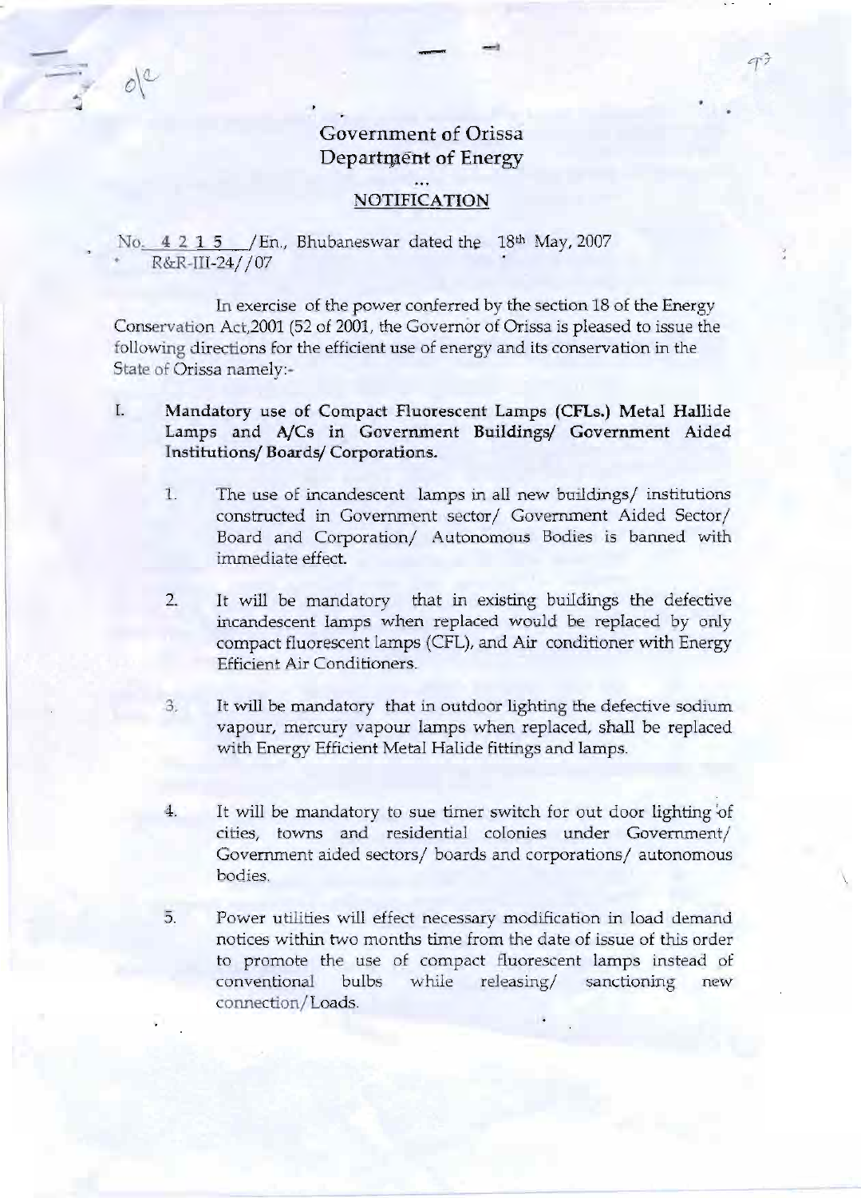# Government of Orissa
## Department of Energy

...

### NOTIFICATION

No. 4 2 1 5 /En., Bhubaneswar dated the 18th May, 2007
R&R-III-24//07

In exercise of the power conferred by the section 18 of the Energy Conservation Act,2001 (52 of 2001, the Governor of Orissa is pleased to issue the following directions for the efficient use of energy and its conservation in the State of Orissa namely:-

I. **Mandatory use of Compact Fluorescent Lamps (CFLs.) Metal Hallide Lamps and A/Cs in Government Buildings/ Government Aided Institutions/ Boards/ Corporations.**

1. The use of incandescent lamps in all new buildings/ institutions constructed in Government sector/ Government Aided Sector/ Board and Corporation/ Autonomous Bodies is banned with immediate effect.

2. It will be mandatory that in existing buildings the defective incandescent lamps when replaced would be replaced by only compact fluorescent lamps (CFL), and Air conditioner with Energy Efficient Air Conditioners.

3. It will be mandatory that in outdoor lighting the defective sodium vapour, mercury vapour lamps when replaced, shall be replaced with Energy Efficient Metal Halide fittings and lamps.

4. It will be mandatory to sue timer switch for out door lighting of cities, towns and residential colonies under Government/ Government aided sectors/ boards and corporations/ autonomous bodies.

5. Power utilities will effect necessary modification in load demand notices within two months time from the date of issue of this order to promote the use of compact fluorescent lamps instead of conventional bulbs while releasing/ sanctioning new connection/Loads.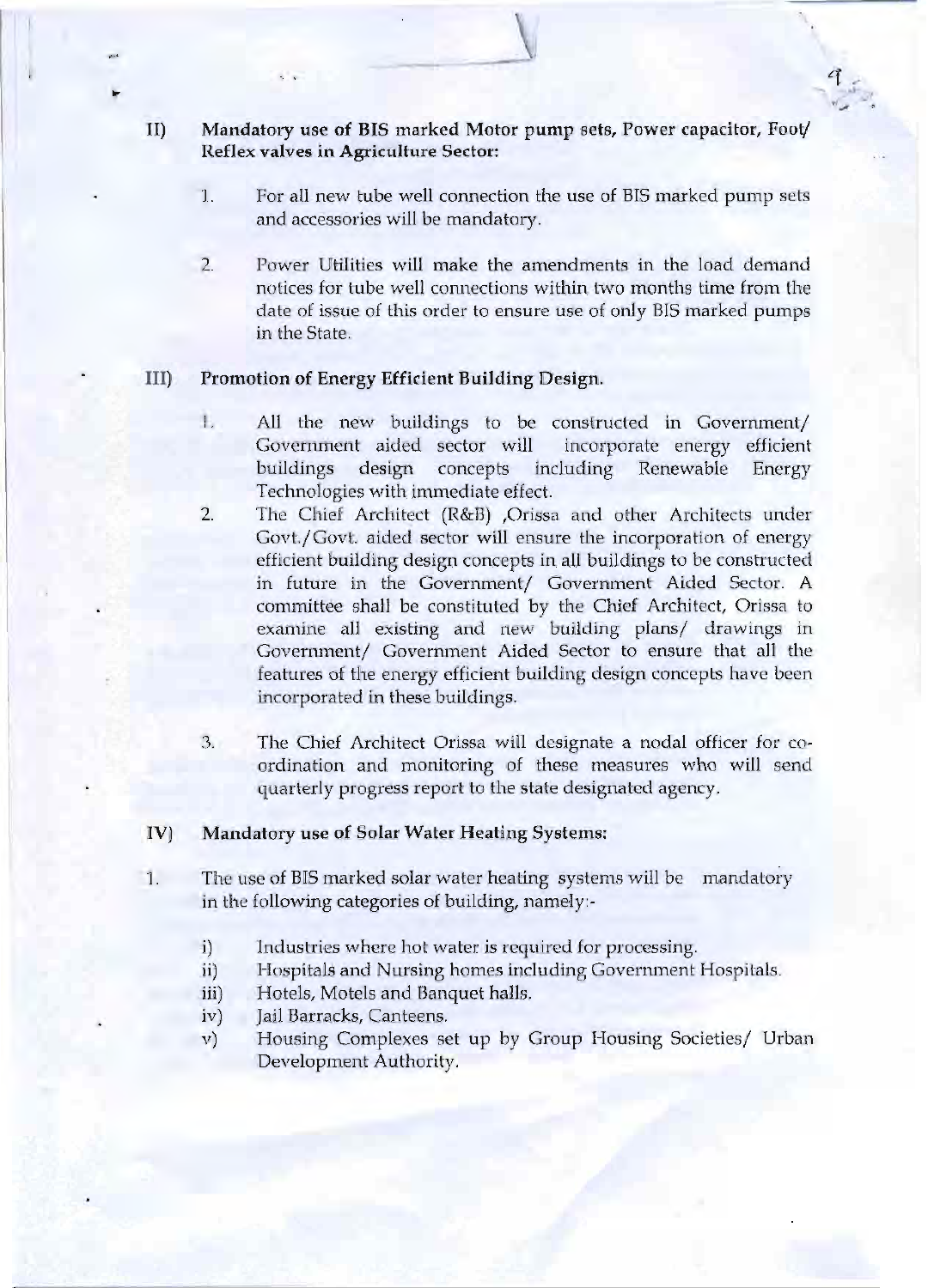II) **Mandatory use of BIS marked Motor pump sets, Power capacitor, Foot/ Reflex valves in Agriculture Sector:**

1. For all new tube well connection the use of BIS marked pump sets and accessories will be mandatory.

2. Power Utilities will make the amendments in the load demand notices for tube well connections within two months time from the date of issue of this order to ensure use of only BIS marked pumps in the State.

III) **Promotion of Energy Efficient Building Design.**

1. All the new buildings to be constructed in Government/ Government aided sector will incorporate energy efficient buildings design concepts including Renewable Energy Technologies with immediate effect.
2. The Chief Architect (R&B) ,Orissa and other Architects under Govt./Govt. aided sector will ensure the incorporation of energy efficient building design concepts in all buildings to be constructed in future in the Government/ Government Aided Sector. A committee shall be constituted by the Chief Architect, Orissa to examine all existing and new building plans/ drawings in Government/ Government Aided Sector to ensure that all the features of the energy efficient building design concepts have been incorporated in these buildings.

3. The Chief Architect Orissa will designate a nodal officer for co-ordination and monitoring of these measures who will send quarterly progress report to the state designated agency.

IV) **Mandatory use of Solar Water Heating Systems:**

1. The use of BIS marked solar water heating systems will be mandatory in the following categories of building, namely:-

   i) Industries where hot water is required for processing.
   ii) Hospitals and Nursing homes including Government Hospitals.
   iii) Hotels, Motels and Banquet halls.
   iv) Jail Barracks, Canteens.
   v) Housing Complexes set up by Group Housing Societies/ Urban Development Authority.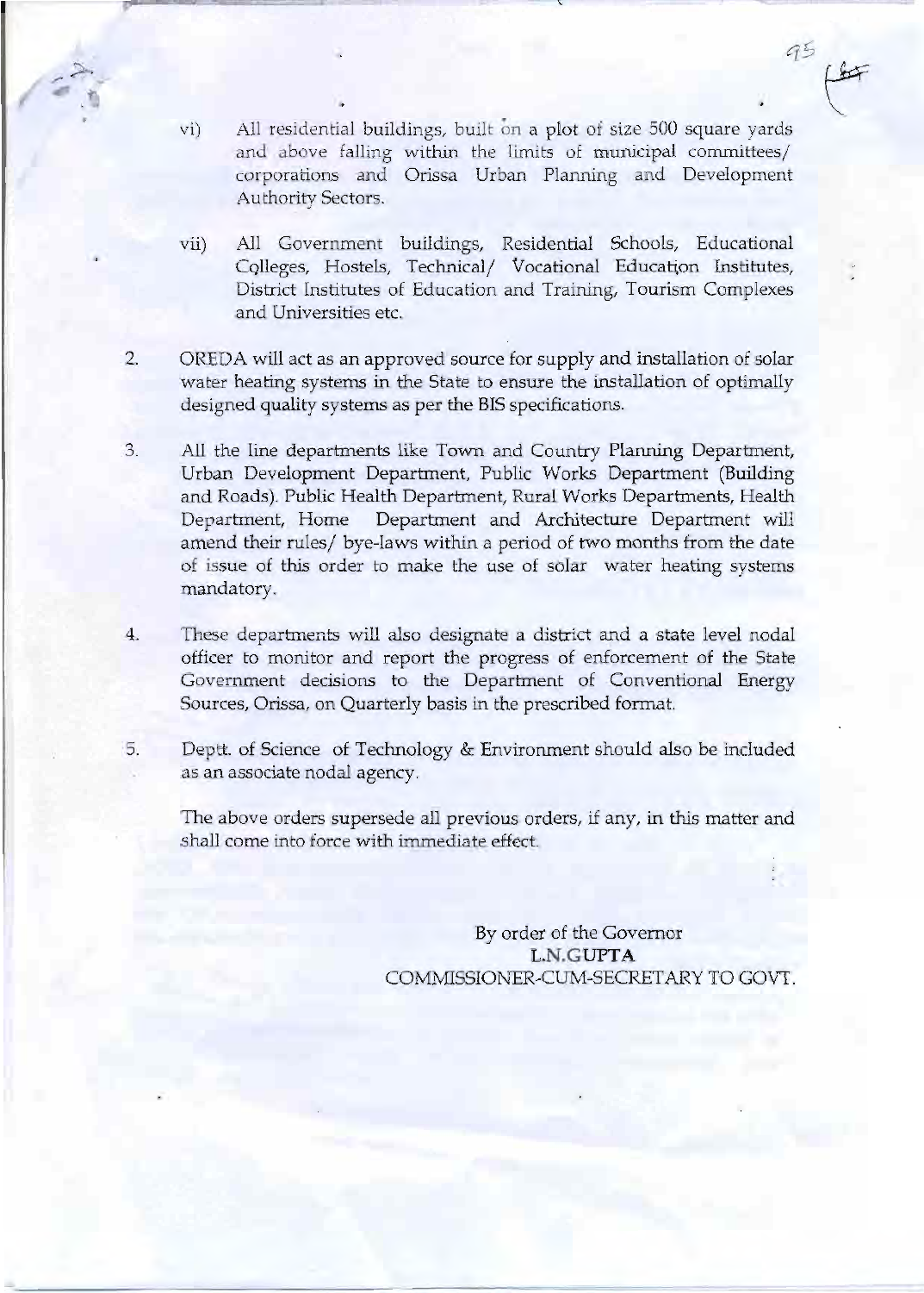vi) All residential buildings, built on a plot of size 500 square yards and above falling within the limits of municipal committees/ corporations and Orissa Urban Planning and Development Authority Sectors.

vii) All Government buildings, Residential Schools, Educational Colleges, Hostels, Technical/ Vocational Education Institutes, District Institutes of Education and Training, Tourism Complexes and Universities etc.

2. OREDA will act as an approved source for supply and installation of solar water heating systems in the State to ensure the installation of optimally designed quality systems as per the BIS specifications.

3. All the line departments like Town and Country Planning Department, Urban Development Department, Public Works Department (Building and Roads). Public Health Department, Rural Works Departments, Health Department, Home Department and Architecture Department will amend their rules/ bye-laws within a period of two months from the date of issue of this order to make the use of solar water heating systems mandatory.

4. These departments will also designate a district and a state level nodal officer to monitor and report the progress of enforcement of the State Government decisions to the Department of Conventional Energy Sources, Orissa, on Quarterly basis in the prescribed format.

5. Deptt. of Science of Technology & Environment should also be included as an associate nodal agency.

The above orders supersede all previous orders, if any, in this matter and shall come into force with immediate effect.

By order of the Governor
**L.N.GUPTA**
COMMISSIONER-CUM-SECRETARY TO GOVT.